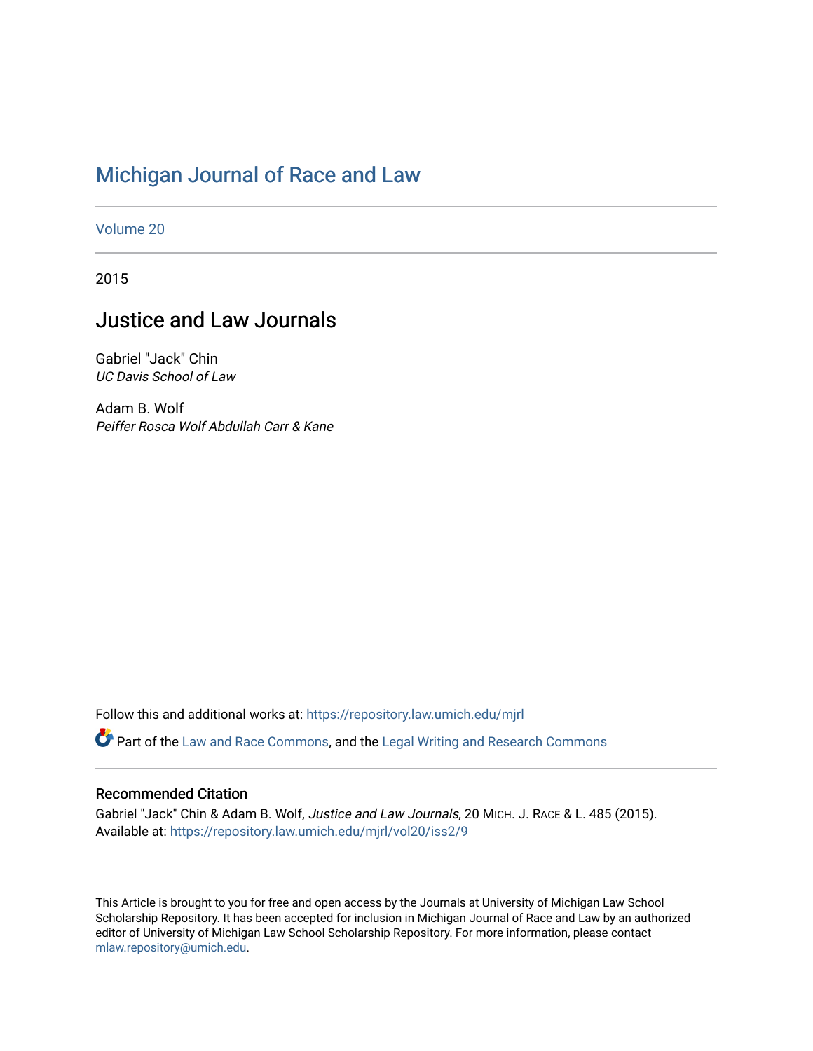# Michigan Journal of Race and Law

Volume 20

2015

## Justice and Law Journals

Gabriel "Jack" Chin
*UC Davis School of Law*

Adam B. Wolf
*Peiffer Rosca Wolf Abdullah Carr & Kane*

Follow this and additional works at: https://repository.law.umich.edu/mjrl

Part of the Law and Race Commons, and the Legal Writing and Research Commons

### Recommended Citation

Gabriel "Jack" Chin & Adam B. Wolf, *Justice and Law Journals*, 20 MICH. J. RACE & L. 485 (2015).
Available at: https://repository.law.umich.edu/mjrl/vol20/iss2/9

This Article is brought to you for free and open access by the Journals at University of Michigan Law School Scholarship Repository. It has been accepted for inclusion in Michigan Journal of Race and Law by an authorized editor of University of Michigan Law School Scholarship Repository. For more information, please contact mlaw.repository@umich.edu.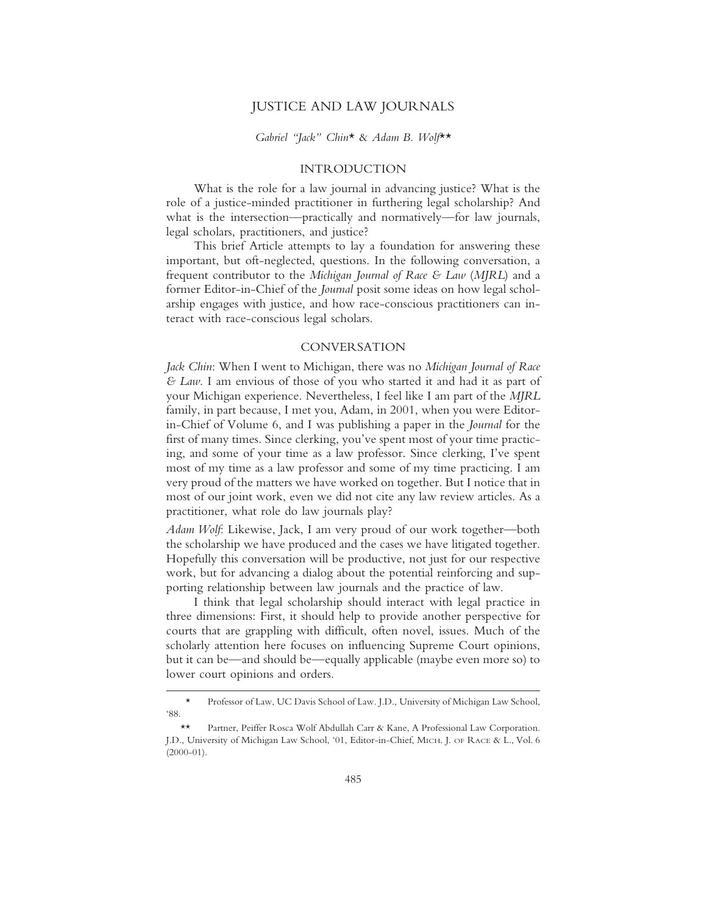# JUSTICE AND LAW JOURNALS

*Gabriel "Jack" Chin*\* & *Adam B. Wolf*\*\*

## INTRODUCTION

What is the role for a law journal in advancing justice? What is the role of a justice-minded practitioner in furthering legal scholarship? And what is the intersection—practically and normatively—for law journals, legal scholars, practitioners, and justice?

This brief Article attempts to lay a foundation for answering these important, but oft-neglected, questions. In the following conversation, a frequent contributor to the *Michigan Journal of Race & Law* (*MJRL*) and a former Editor-in-Chief of the *Journal* posit some ideas on how legal scholarship engages with justice, and how race-conscious practitioners can interact with race-conscious legal scholars.

## CONVERSATION

*Jack Chin*: When I went to Michigan, there was no *Michigan Journal of Race & Law*. I am envious of those of you who started it and had it as part of your Michigan experience. Nevertheless, I feel like I am part of the *MJRL* family, in part because, I met you, Adam, in 2001, when you were Editor-in-Chief of Volume 6, and I was publishing a paper in the *Journal* for the first of many times. Since clerking, you've spent most of your time practicing, and some of your time as a law professor. Since clerking, I've spent most of my time as a law professor and some of my time practicing. I am very proud of the matters we have worked on together. But I notice that in most of our joint work, even we did not cite any law review articles. As a practitioner, what role do law journals play?

*Adam Wolf*: Likewise, Jack, I am very proud of our work together—both the scholarship we have produced and the cases we have litigated together. Hopefully this conversation will be productive, not just for our respective work, but for advancing a dialog about the potential reinforcing and supporting relationship between law journals and the practice of law.

I think that legal scholarship should interact with legal practice in three dimensions: First, it should help to provide another perspective for courts that are grappling with difficult, often novel, issues. Much of the scholarly attention here focuses on influencing Supreme Court opinions, but it can be—and should be—equally applicable (maybe even more so) to lower court opinions and orders.

---

\* Professor of Law, UC Davis School of Law. J.D., University of Michigan Law School, '88.

\*\* Partner, Peiffer Rosca Wolf Abdullah Carr & Kane, A Professional Law Corporation. J.D., University of Michigan Law School, '01, Editor-in-Chief, MICH. J. OF RACE & L., Vol. 6 (2000-01).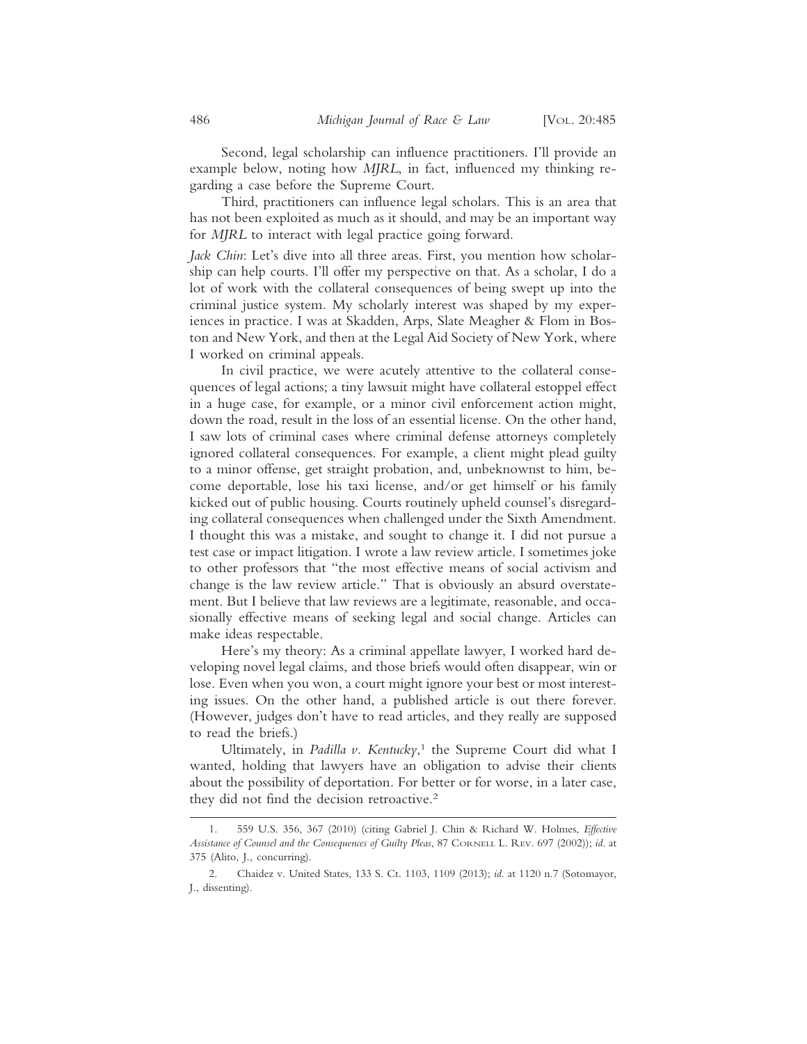Second, legal scholarship can influence practitioners. I'll provide an example below, noting how *MJRL*, in fact, influenced my thinking regarding a case before the Supreme Court.

Third, practitioners can influence legal scholars. This is an area that has not been exploited as much as it should, and may be an important way for *MJRL* to interact with legal practice going forward.

*Jack Chin*: Let's dive into all three areas. First, you mention how scholarship can help courts. I'll offer my perspective on that. As a scholar, I do a lot of work with the collateral consequences of being swept up into the criminal justice system. My scholarly interest was shaped by my experiences in practice. I was at Skadden, Arps, Slate Meagher & Flom in Boston and New York, and then at the Legal Aid Society of New York, where I worked on criminal appeals.

In civil practice, we were acutely attentive to the collateral consequences of legal actions; a tiny lawsuit might have collateral estoppel effect in a huge case, for example, or a minor civil enforcement action might, down the road, result in the loss of an essential license. On the other hand, I saw lots of criminal cases where criminal defense attorneys completely ignored collateral consequences. For example, a client might plead guilty to a minor offense, get straight probation, and, unbeknownst to him, become deportable, lose his taxi license, and/or get himself or his family kicked out of public housing. Courts routinely upheld counsel's disregarding collateral consequences when challenged under the Sixth Amendment. I thought this was a mistake, and sought to change it. I did not pursue a test case or impact litigation. I wrote a law review article. I sometimes joke to other professors that "the most effective means of social activism and change is the law review article." That is obviously an absurd overstatement. But I believe that law reviews are a legitimate, reasonable, and occasionally effective means of seeking legal and social change. Articles can make ideas respectable.

Here's my theory: As a criminal appellate lawyer, I worked hard developing novel legal claims, and those briefs would often disappear, win or lose. Even when you won, a court might ignore your best or most interesting issues. On the other hand, a published article is out there forever. (However, judges don't have to read articles, and they really are supposed to read the briefs.)

Ultimately, in *Padilla v. Kentucky*,[1] the Supreme Court did what I wanted, holding that lawyers have an obligation to advise their clients about the possibility of deportation. For better or for worse, in a later case, they did not find the decision retroactive.[2]

1. 559 U.S. 356, 367 (2010) (citing Gabriel J. Chin & Richard W. Holmes, *Effective Assistance of Counsel and the Consequences of Guilty Pleas*, 87 Cornell L. Rev. 697 (2002)); *id.* at 375 (Alito, J., concurring).

2. Chaidez v. United States, 133 S. Ct. 1103, 1109 (2013); *id.* at 1120 n.7 (Sotomayor, J., dissenting).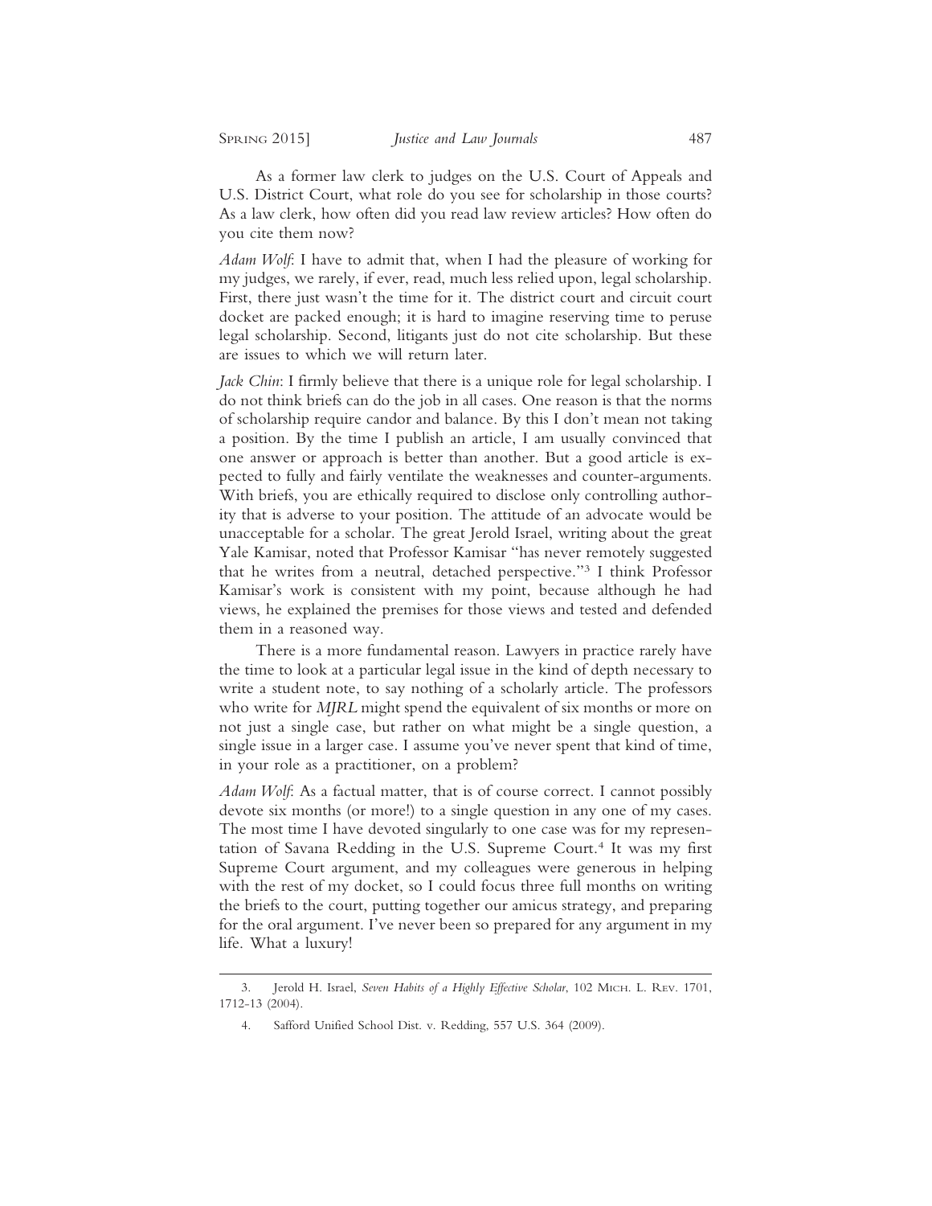As a former law clerk to judges on the U.S. Court of Appeals and U.S. District Court, what role do you see for scholarship in those courts? As a law clerk, how often did you read law review articles? How often do you cite them now?

*Adam Wolf*: I have to admit that, when I had the pleasure of working for my judges, we rarely, if ever, read, much less relied upon, legal scholarship. First, there just wasn't the time for it. The district court and circuit court docket are packed enough; it is hard to imagine reserving time to peruse legal scholarship. Second, litigants just do not cite scholarship. But these are issues to which we will return later.

*Jack Chin*: I firmly believe that there is a unique role for legal scholarship. I do not think briefs can do the job in all cases. One reason is that the norms of scholarship require candor and balance. By this I don't mean not taking a position. By the time I publish an article, I am usually convinced that one answer or approach is better than another. But a good article is expected to fully and fairly ventilate the weaknesses and counter-arguments. With briefs, you are ethically required to disclose only controlling authority that is adverse to your position. The attitude of an advocate would be unacceptable for a scholar. The great Jerold Israel, writing about the great Yale Kamisar, noted that Professor Kamisar "has never remotely suggested that he writes from a neutral, detached perspective."[3] I think Professor Kamisar's work is consistent with my point, because although he had views, he explained the premises for those views and tested and defended them in a reasoned way.

There is a more fundamental reason. Lawyers in practice rarely have the time to look at a particular legal issue in the kind of depth necessary to write a student note, to say nothing of a scholarly article. The professors who write for *MJRL* might spend the equivalent of six months or more on not just a single case, but rather on what might be a single question, a single issue in a larger case. I assume you've never spent that kind of time, in your role as a practitioner, on a problem?

*Adam Wolf*: As a factual matter, that is of course correct. I cannot possibly devote six months (or more!) to a single question in any one of my cases. The most time I have devoted singularly to one case was for my representation of Savana Redding in the U.S. Supreme Court.[4] It was my first Supreme Court argument, and my colleagues were generous in helping with the rest of my docket, so I could focus three full months on writing the briefs to the court, putting together our amicus strategy, and preparing for the oral argument. I've never been so prepared for any argument in my life. What a luxury!

---

3. Jerold H. Israel, *Seven Habits of a Highly Effective Scholar*, 102 Mich. L. Rev. 1701, 1712-13 (2004).

4. Safford Unified School Dist. v. Redding, 557 U.S. 364 (2009).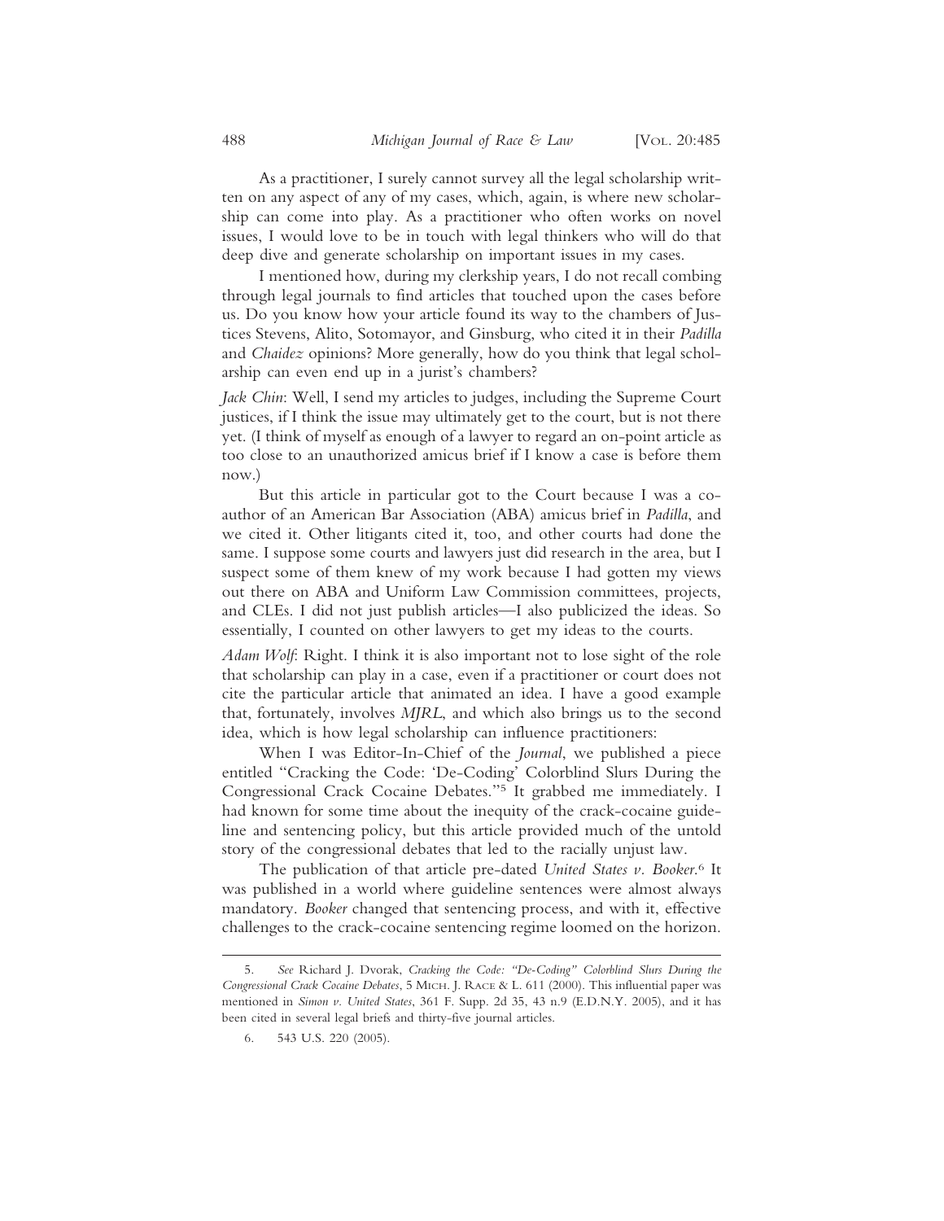As a practitioner, I surely cannot survey all the legal scholarship written on any aspect of any of my cases, which, again, is where new scholarship can come into play. As a practitioner who often works on novel issues, I would love to be in touch with legal thinkers who will do that deep dive and generate scholarship on important issues in my cases.

I mentioned how, during my clerkship years, I do not recall combing through legal journals to find articles that touched upon the cases before us. Do you know how your article found its way to the chambers of Justices Stevens, Alito, Sotomayor, and Ginsburg, who cited it in their *Padilla* and *Chaidez* opinions? More generally, how do you think that legal scholarship can even end up in a jurist's chambers?

*Jack Chin*: Well, I send my articles to judges, including the Supreme Court justices, if I think the issue may ultimately get to the court, but is not there yet. (I think of myself as enough of a lawyer to regard an on-point article as too close to an unauthorized amicus brief if I know a case is before them now.)

But this article in particular got to the Court because I was a co-author of an American Bar Association (ABA) amicus brief in *Padilla*, and we cited it. Other litigants cited it, too, and other courts had done the same. I suppose some courts and lawyers just did research in the area, but I suspect some of them knew of my work because I had gotten my views out there on ABA and Uniform Law Commission committees, projects, and CLEs. I did not just publish articles—I also publicized the ideas. So essentially, I counted on other lawyers to get my ideas to the courts.

*Adam Wolf*: Right. I think it is also important not to lose sight of the role that scholarship can play in a case, even if a practitioner or court does not cite the particular article that animated an idea. I have a good example that, fortunately, involves *MJRL*, and which also brings us to the second idea, which is how legal scholarship can influence practitioners:

When I was Editor-In-Chief of the *Journal*, we published a piece entitled "Cracking the Code: 'De-Coding' Colorblind Slurs During the Congressional Crack Cocaine Debates."[5] It grabbed me immediately. I had known for some time about the inequity of the crack-cocaine guideline and sentencing policy, but this article provided much of the untold story of the congressional debates that led to the racially unjust law.

The publication of that article pre-dated *United States v. Booker*.[6] It was published in a world where guideline sentences were almost always mandatory. *Booker* changed that sentencing process, and with it, effective challenges to the crack-cocaine sentencing regime loomed on the horizon.

---

5. *See* Richard J. Dvorak, *Cracking the Code: "De-Coding" Colorblind Slurs During the Congressional Crack Cocaine Debates*, 5 Mich. J. Race & L. 611 (2000). This influential paper was mentioned in *Simon v. United States*, 361 F. Supp. 2d 35, 43 n.9 (E.D.N.Y. 2005), and it has been cited in several legal briefs and thirty-five journal articles.

6. 543 U.S. 220 (2005).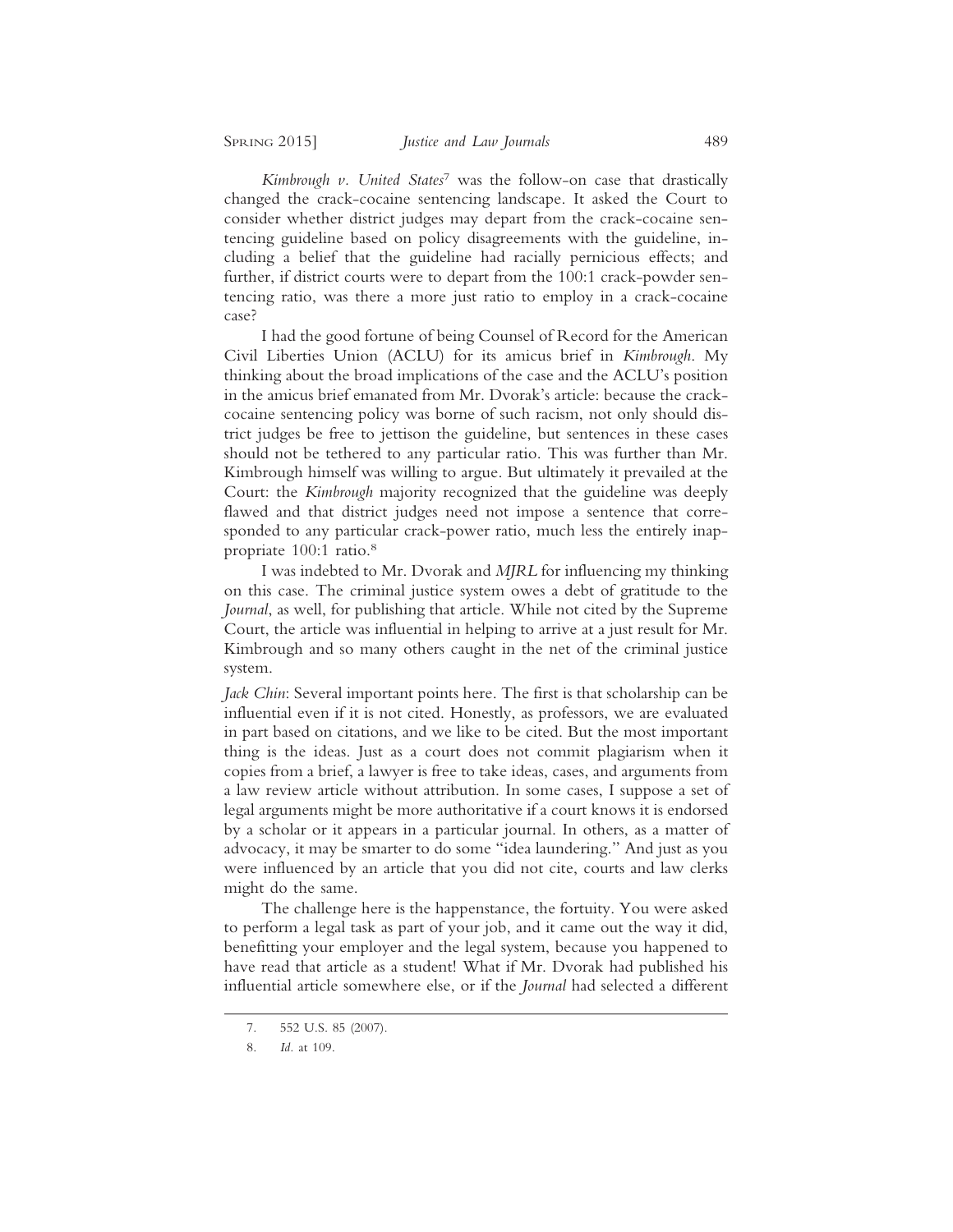*Kimbrough v. United States*[7] was the follow-on case that drastically changed the crack-cocaine sentencing landscape. It asked the Court to consider whether district judges may depart from the crack-cocaine sentencing guideline based on policy disagreements with the guideline, including a belief that the guideline had racially pernicious effects; and further, if district courts were to depart from the 100:1 crack-powder sentencing ratio, was there a more just ratio to employ in a crack-cocaine case?

I had the good fortune of being Counsel of Record for the American Civil Liberties Union (ACLU) for its amicus brief in *Kimbrough*. My thinking about the broad implications of the case and the ACLU's position in the amicus brief emanated from Mr. Dvorak's article: because the crack-cocaine sentencing policy was borne of such racism, not only should district judges be free to jettison the guideline, but sentences in these cases should not be tethered to any particular ratio. This was further than Mr. Kimbrough himself was willing to argue. But ultimately it prevailed at the Court: the *Kimbrough* majority recognized that the guideline was deeply flawed and that district judges need not impose a sentence that corresponded to any particular crack-power ratio, much less the entirely inappropriate 100:1 ratio.[8]

I was indebted to Mr. Dvorak and *MJRL* for influencing my thinking on this case. The criminal justice system owes a debt of gratitude to the *Journal*, as well, for publishing that article. While not cited by the Supreme Court, the article was influential in helping to arrive at a just result for Mr. Kimbrough and so many others caught in the net of the criminal justice system.

*Jack Chin*: Several important points here. The first is that scholarship can be influential even if it is not cited. Honestly, as professors, we are evaluated in part based on citations, and we like to be cited. But the most important thing is the ideas. Just as a court does not commit plagiarism when it copies from a brief, a lawyer is free to take ideas, cases, and arguments from a law review article without attribution. In some cases, I suppose a set of legal arguments might be more authoritative if a court knows it is endorsed by a scholar or it appears in a particular journal. In others, as a matter of advocacy, it may be smarter to do some "idea laundering." And just as you were influenced by an article that you did not cite, courts and law clerks might do the same.

The challenge here is the happenstance, the fortuity. You were asked to perform a legal task as part of your job, and it came out the way it did, benefitting your employer and the legal system, because you happened to have read that article as a student! What if Mr. Dvorak had published his influential article somewhere else, or if the *Journal* had selected a different

7. 552 U.S. 85 (2007).

8. *Id.* at 109.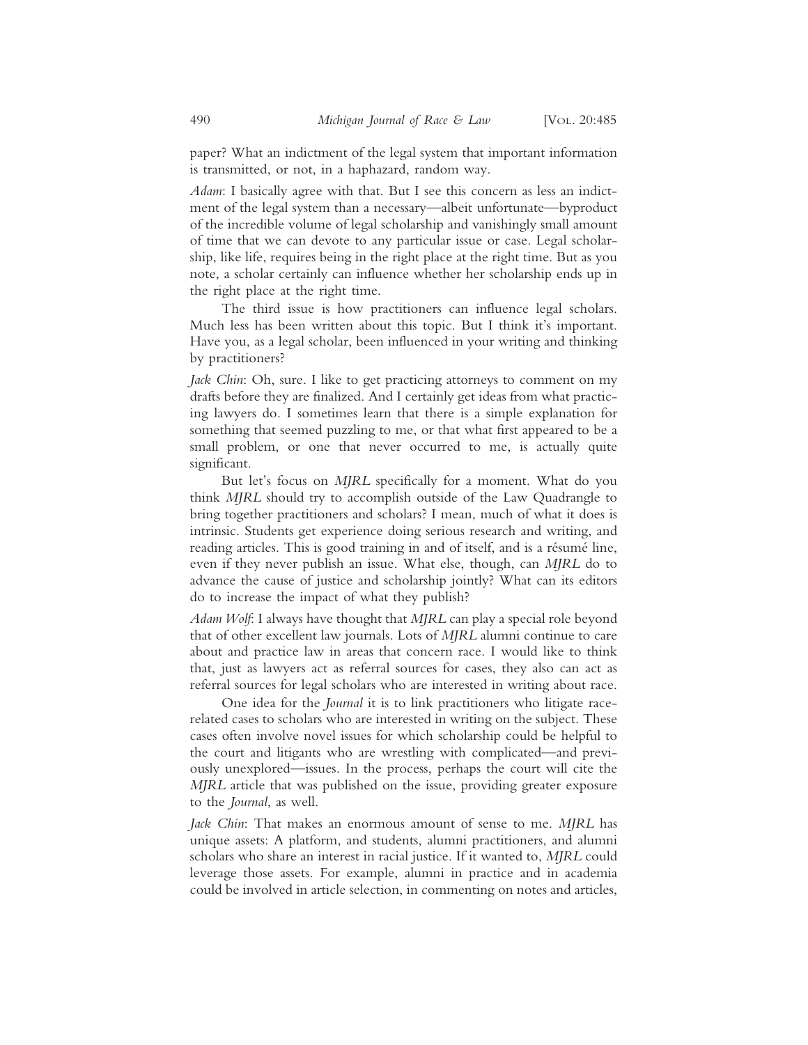paper? What an indictment of the legal system that important information is transmitted, or not, in a haphazard, random way.

*Adam*: I basically agree with that. But I see this concern as less an indictment of the legal system than a necessary—albeit unfortunate—byproduct of the incredible volume of legal scholarship and vanishingly small amount of time that we can devote to any particular issue or case. Legal scholarship, like life, requires being in the right place at the right time. But as you note, a scholar certainly can influence whether her scholarship ends up in the right place at the right time.

The third issue is how practitioners can influence legal scholars. Much less has been written about this topic. But I think it's important. Have you, as a legal scholar, been influenced in your writing and thinking by practitioners?

*Jack Chin*: Oh, sure. I like to get practicing attorneys to comment on my drafts before they are finalized. And I certainly get ideas from what practicing lawyers do. I sometimes learn that there is a simple explanation for something that seemed puzzling to me, or that what first appeared to be a small problem, or one that never occurred to me, is actually quite significant.

But let's focus on *MJRL* specifically for a moment. What do you think *MJRL* should try to accomplish outside of the Law Quadrangle to bring together practitioners and scholars? I mean, much of what it does is intrinsic. Students get experience doing serious research and writing, and reading articles. This is good training in and of itself, and is a résumé line, even if they never publish an issue. What else, though, can *MJRL* do to advance the cause of justice and scholarship jointly? What can its editors do to increase the impact of what they publish?

*Adam Wolf*: I always have thought that *MJRL* can play a special role beyond that of other excellent law journals. Lots of *MJRL* alumni continue to care about and practice law in areas that concern race. I would like to think that, just as lawyers act as referral sources for cases, they also can act as referral sources for legal scholars who are interested in writing about race.

One idea for the *Journal* it is to link practitioners who litigate race-related cases to scholars who are interested in writing on the subject. These cases often involve novel issues for which scholarship could be helpful to the court and litigants who are wrestling with complicated—and previously unexplored—issues. In the process, perhaps the court will cite the *MJRL* article that was published on the issue, providing greater exposure to the *Journal*, as well.

*Jack Chin*: That makes an enormous amount of sense to me. *MJRL* has unique assets: A platform, and students, alumni practitioners, and alumni scholars who share an interest in racial justice. If it wanted to, *MJRL* could leverage those assets. For example, alumni in practice and in academia could be involved in article selection, in commenting on notes and articles,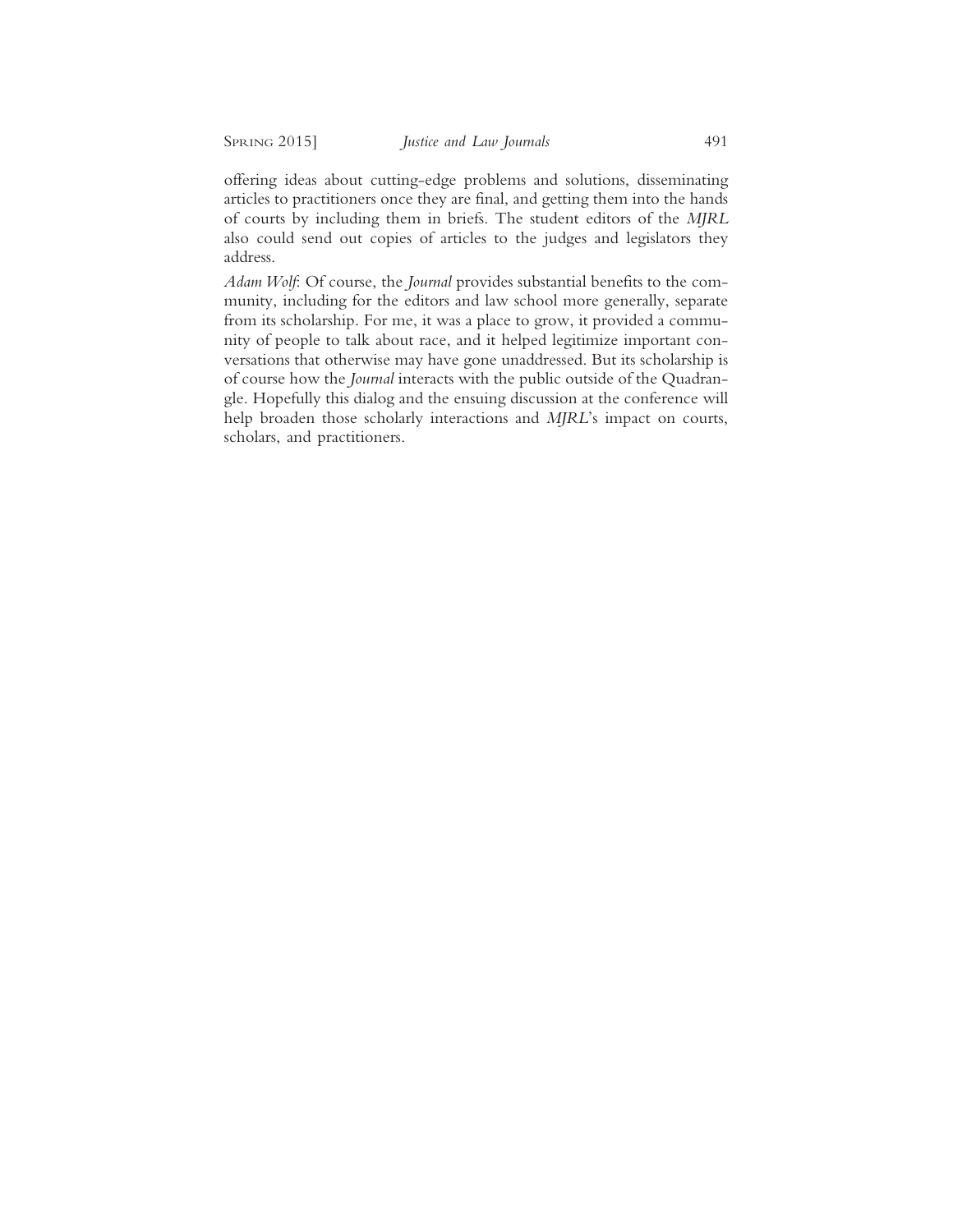offering ideas about cutting-edge problems and solutions, disseminating articles to practitioners once they are final, and getting them into the hands of courts by including them in briefs. The student editors of the *MJRL* also could send out copies of articles to the judges and legislators they address.

*Adam Wolf*: Of course, the *Journal* provides substantial benefits to the community, including for the editors and law school more generally, separate from its scholarship. For me, it was a place to grow, it provided a community of people to talk about race, and it helped legitimize important conversations that otherwise may have gone unaddressed. But its scholarship is of course how the *Journal* interacts with the public outside of the Quadrangle. Hopefully this dialog and the ensuing discussion at the conference will help broaden those scholarly interactions and *MJRL*'s impact on courts, scholars, and practitioners.